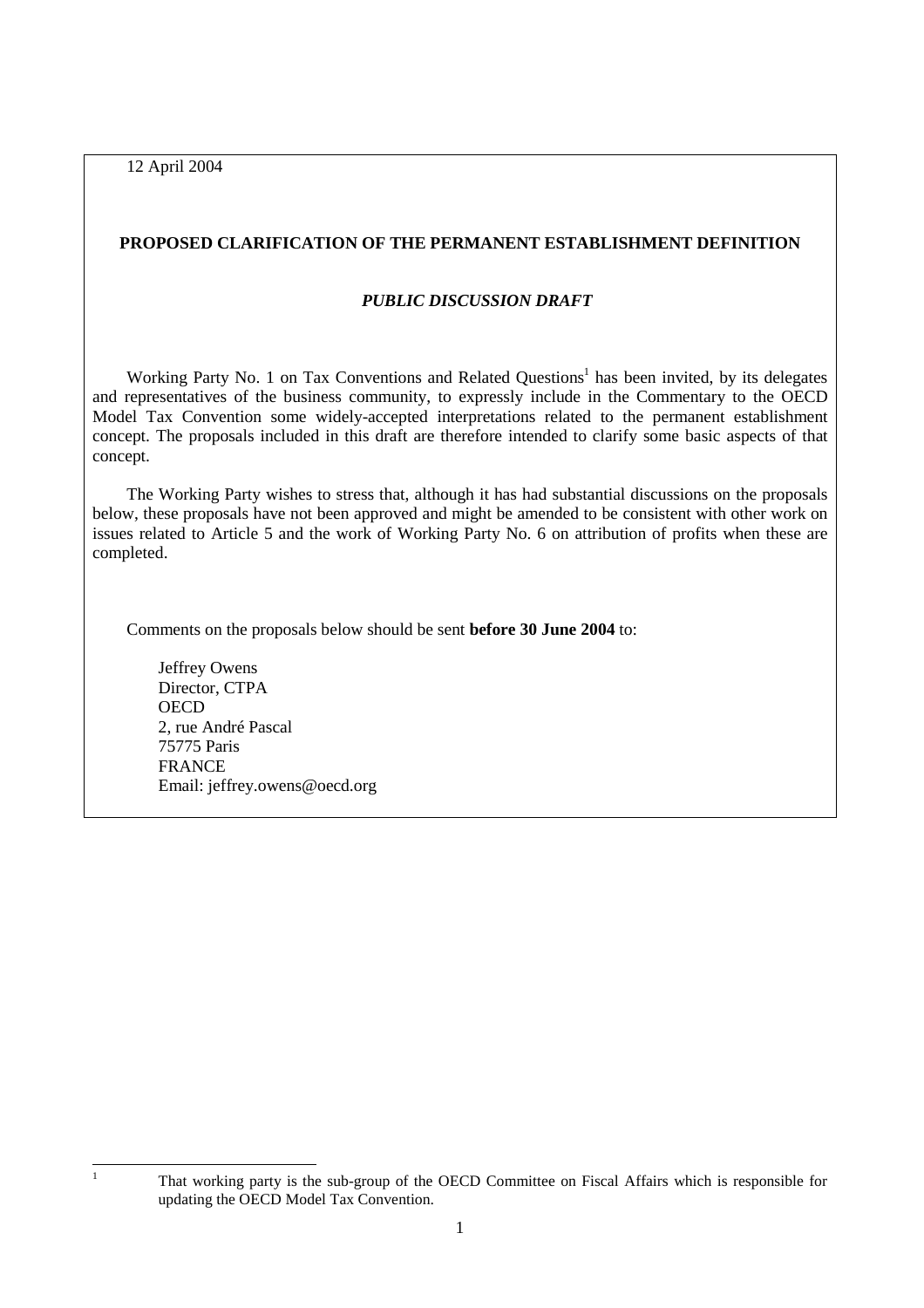12 April 2004

## PROPOSED CLARIFICATION OF THE PERMANENT ESTABLISHMENT DEFINITION

### *PUBLIC DISCUSSION DRAFT*

Working Party No. 1 on Tax Conventions and Related Questions[1] has been invited, by its delegates and representatives of the business community, to expressly include in the Commentary to the OECD Model Tax Convention some widely-accepted interpretations related to the permanent establishment concept. The proposals included in this draft are therefore intended to clarify some basic aspects of that concept.

The Working Party wishes to stress that, although it has had substantial discussions on the proposals below, these proposals have not been approved and might be amended to be consistent with other work on issues related to Article 5 and the work of Working Party No. 6 on attribution of profits when these are completed.

Comments on the proposals below should be sent **before 30 June 2004** to:

Jeffrey Owens
Director, CTPA
OECD
2, rue André Pascal
75775 Paris
FRANCE
Email: jeffrey.owens@oecd.org

---

[1] That working party is the sub-group of the OECD Committee on Fiscal Affairs which is responsible for updating the OECD Model Tax Convention.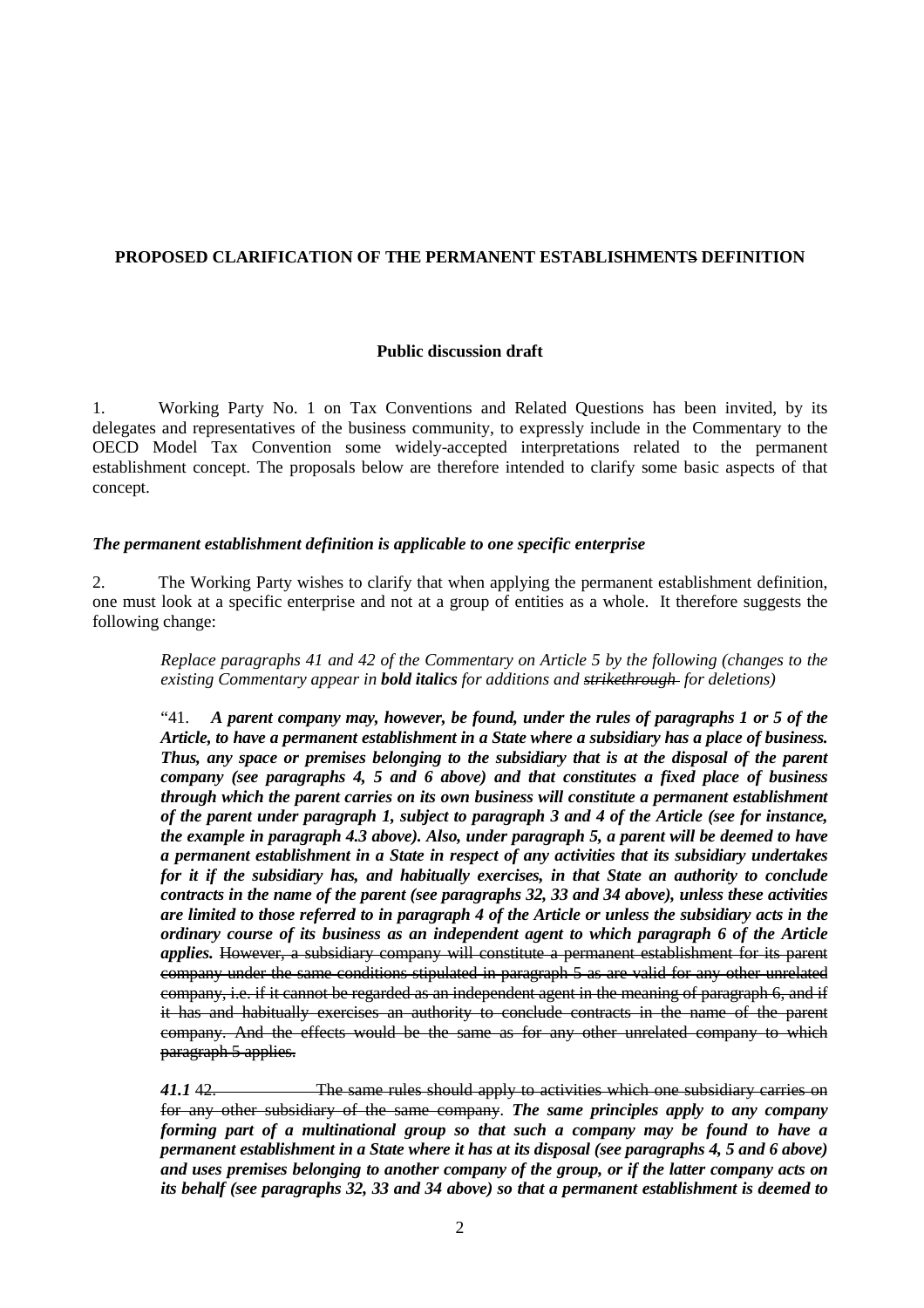**PROPOSED CLARIFICATION OF THE PERMANENT ESTABLISHMENT~~S~~ DEFINITION**

**Public discussion draft**

1. Working Party No. 1 on Tax Conventions and Related Questions has been invited, by its delegates and representatives of the business community, to expressly include in the Commentary to the OECD Model Tax Convention some widely-accepted interpretations related to the permanent establishment concept. The proposals below are therefore intended to clarify some basic aspects of that concept.

***The permanent establishment definition is applicable to one specific enterprise***

2. The Working Party wishes to clarify that when applying the permanent establishment definition, one must look at a specific enterprise and not at a group of entities as a whole. It therefore suggests the following change:

> *Replace paragraphs 41 and 42 of the Commentary on Article 5 by the following (changes to the existing Commentary appear in* ***bold italics*** *for additions and* ~~*strikethrough*~~ *for deletions)*
>
> "41. ***A parent company may, however, be found, under the rules of paragraphs 1 or 5 of the Article, to have a permanent establishment in a State where a subsidiary has a place of business. Thus, any space or premises belonging to the subsidiary that is at the disposal of the parent company (see paragraphs 4, 5 and 6 above) and that constitutes a fixed place of business through which the parent carries on its own business will constitute a permanent establishment of the parent under paragraph 1, subject to paragraph 3 and 4 of the Article (see for instance, the example in paragraph 4.3 above). Also, under paragraph 5, a parent will be deemed to have a permanent establishment in a State in respect of any activities that its subsidiary undertakes for it if the subsidiary has, and habitually exercises, in that State an authority to conclude contracts in the name of the parent (see paragraphs 32, 33 and 34 above), unless these activities are limited to those referred to in paragraph 4 of the Article or unless the subsidiary acts in the ordinary course of its business as an independent agent to which paragraph 6 of the Article applies.*** ~~However, a subsidiary company will constitute a permanent establishment for its parent company under the same conditions stipulated in paragraph 5 as are valid for any other unrelated company, i.e. if it cannot be regarded as an independent agent in the meaning of paragraph 6, and if it has and habitually exercises an authority to conclude contracts in the name of the parent company. And the effects would be the same as for any other unrelated company to which paragraph 5 applies.~~
>
> ***41.1*** ~~42. The same rules should apply to activities which one subsidiary carries on for any other subsidiary of the same company.~~ ***The same principles apply to any company forming part of a multinational group so that such a company may be found to have a permanent establishment in a State where it has at its disposal (see paragraphs 4, 5 and 6 above) and uses premises belonging to another company of the group, or if the latter company acts on its behalf (see paragraphs 32, 33 and 34 above) so that a permanent establishment is deemed to***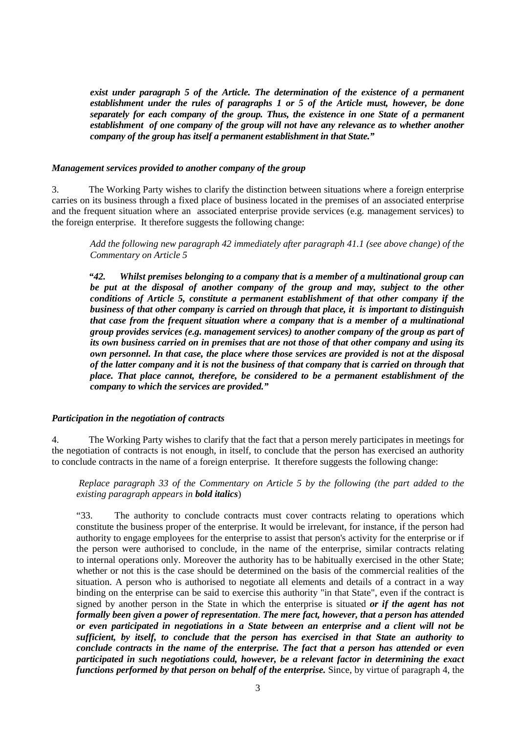***exist under paragraph 5 of the Article. The determination of the existence of a permanent establishment under the rules of paragraphs 1 or 5 of the Article must, however, be done separately for each company of the group. Thus, the existence in one State of a permanent establishment of one company of the group will not have any relevance as to whether another company of the group has itself a permanent establishment in that State."***

### *Management services provided to another company of the group*

3. The Working Party wishes to clarify the distinction between situations where a foreign enterprise carries on its business through a fixed place of business located in the premises of an associated enterprise and the frequent situation where an associated enterprise provide services (e.g. management services) to the foreign enterprise. It therefore suggests the following change:

> *Add the following new paragraph 42 immediately after paragraph 41.1 (see above change) of the Commentary on Article 5*
>
> ***"42. Whilst premises belonging to a company that is a member of a multinational group can be put at the disposal of another company of the group and may, subject to the other conditions of Article 5, constitute a permanent establishment of that other company if the business of that other company is carried on through that place, it is important to distinguish that case from the frequent situation where a company that is a member of a multinational group provides services (e.g. management services) to another company of the group as part of its own business carried on in premises that are not those of that other company and using its own personnel. In that case, the place where those services are provided is not at the disposal of the latter company and it is not the business of that company that is carried on through that place. That place cannot, therefore, be considered to be a permanent establishment of the company to which the services are provided."***

### *Participation in the negotiation of contracts*

4. The Working Party wishes to clarify that the fact that a person merely participates in meetings for the negotiation of contracts is not enough, in itself, to conclude that the person has exercised an authority to conclude contracts in the name of a foreign enterprise. It therefore suggests the following change:

> *Replace paragraph 33 of the Commentary on Article 5 by the following (the part added to the existing paragraph appears in **bold italics**)*
>
> "33. The authority to conclude contracts must cover contracts relating to operations which constitute the business proper of the enterprise. It would be irrelevant, for instance, if the person had authority to engage employees for the enterprise to assist that person's activity for the enterprise or if the person were authorised to conclude, in the name of the enterprise, similar contracts relating to internal operations only. Moreover the authority has to be habitually exercised in the other State; whether or not this is the case should be determined on the basis of the commercial realities of the situation. A person who is authorised to negotiate all elements and details of a contract in a way binding on the enterprise can be said to exercise this authority "in that State", even if the contract is signed by another person in the State in which the enterprise is situated ***or if the agent has not formally been given a power of representation***. ***The mere fact, however, that a person has attended or even participated in negotiations in a State between an enterprise and a client will not be sufficient, by itself, to conclude that the person has exercised in that State an authority to conclude contracts in the name of the enterprise. The fact that a person has attended or even participated in such negotiations could, however, be a relevant factor in determining the exact functions performed by that person on behalf of the enterprise.*** Since, by virtue of paragraph 4, the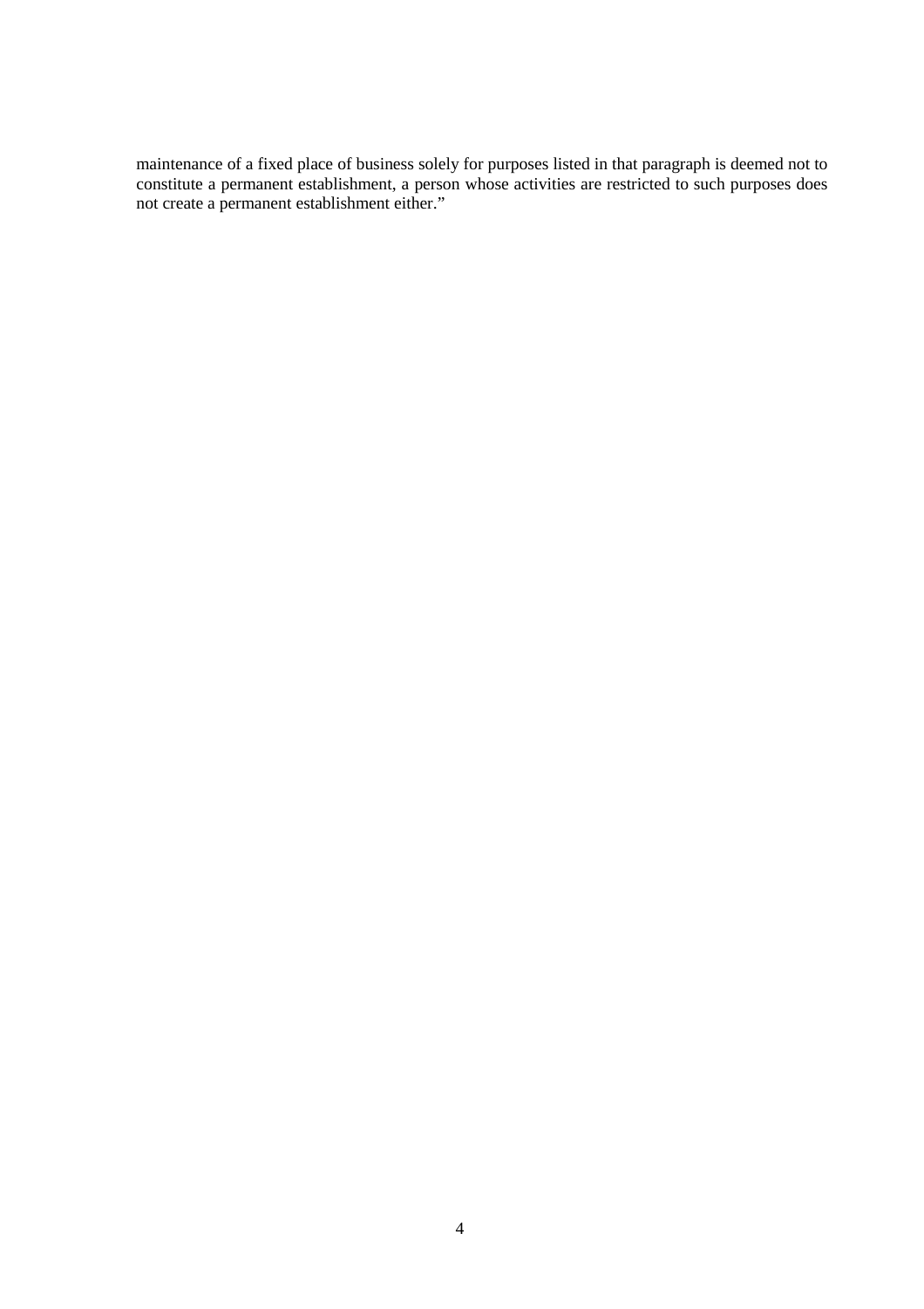maintenance of a fixed place of business solely for purposes listed in that paragraph is deemed not to constitute a permanent establishment, a person whose activities are restricted to such purposes does not create a permanent establishment either."